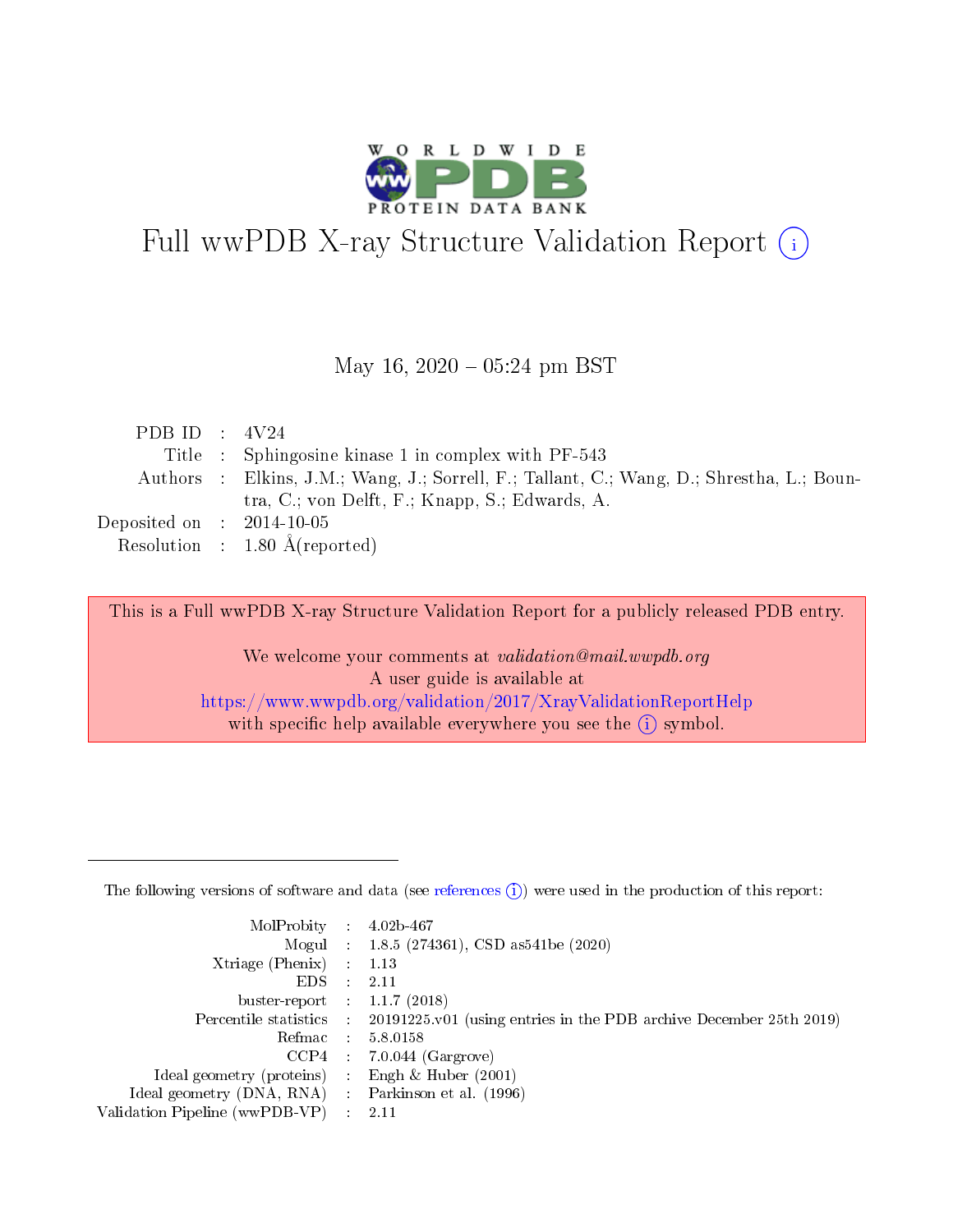# Full wwPDB X-ray Structure Validation Report (i)

May 16, 2020 – 05:24 pm BST

| | | |
|---|---|---|
| PDB ID | : | 4V24 |
| Title | : | Sphingosine kinase 1 in complex with PF-543 |
| Authors | : | Elkins, J.M.; Wang, J.; Sorrell, F.; Tallant, C.; Wang, D.; Shrestha, L.; Bountra, C.; von Delft, F.; Knapp, S.; Edwards, A. |
| Deposited on | : | 2014-10-05 |
| Resolution | : | 1.80 Å(reported) |

This is a Full wwPDB X-ray Structure Validation Report for a publicly released PDB entry.

We welcome your comments at *validation@mail.wwpdb.org*
A user guide is available at
https://www.wwpdb.org/validation/2017/XrayValidationReportHelp
with specific help available everywhere you see the (i) symbol.

The following versions of software and data (see references (i)) were used in the production of this report:

| | | |
|---|---|---|
| MolProbity | : | 4.02b-467 |
| Mogul | : | 1.8.5 (274361), CSD as541be (2020) |
| Xtriage (Phenix) | : | 1.13 |
| EDS | : | 2.11 |
| buster-report | : | 1.1.7 (2018) |
| Percentile statistics | : | 20191225.v01 (using entries in the PDB archive December 25th 2019) |
| Refmac | : | 5.8.0158 |
| CCP4 | : | 7.0.044 (Gargrove) |
| Ideal geometry (proteins) | : | Engh & Huber (2001) |
| Ideal geometry (DNA, RNA) | : | Parkinson et al. (1996) |
| Validation Pipeline (wwPDB-VP) | : | 2.11 |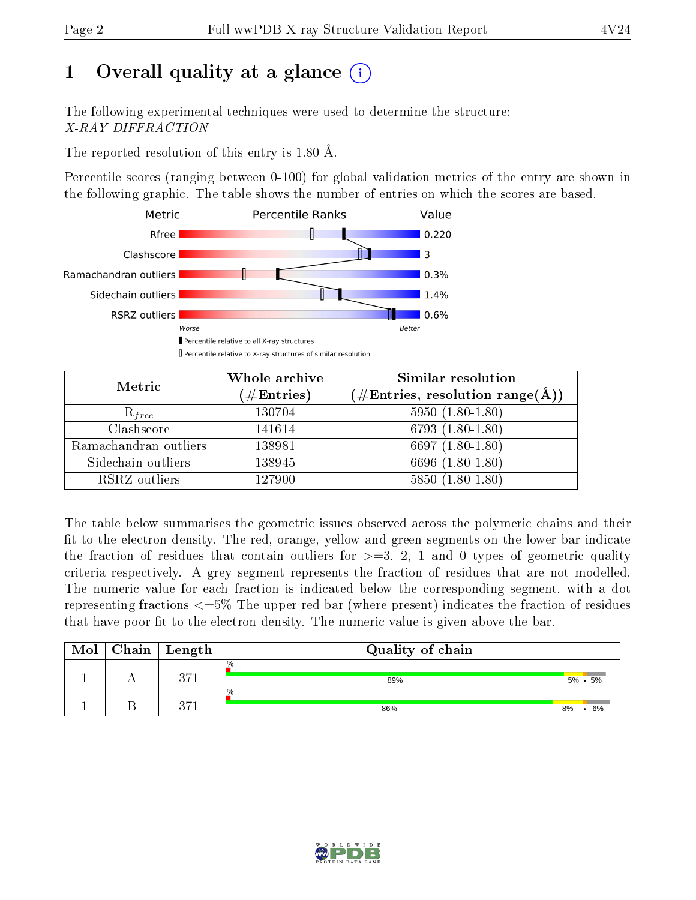# 1 Overall quality at a glance (i)

The following experimental techniques were used to determine the structure:
*X-RAY DIFFRACTION*

The reported resolution of this entry is 1.80 Å.

Percentile scores (ranging between 0-100) for global validation metrics of the entry are shown in the following graphic. The table shows the number of entries on which the scores are based.

| Metric | Value |
|---|---|
| Rfree | 0.220 |
| Clashscore | 3 |
| Ramachandran outliers | 0.3% |
| Sidechain outliers | 1.4% |
| RSRZ outliers | 0.6% |

Worse — Better

▮ Percentile relative to all X-ray structures
▯ Percentile relative to X-ray structures of similar resolution

| Metric | Whole archive (#Entries) | Similar resolution (#Entries, resolution range(Å)) |
|---|---|---|
| $R_{free}$ | 130704 | 5950 (1.80-1.80) |
| Clashscore | 141614 | 6793 (1.80-1.80) |
| Ramachandran outliers | 138981 | 6697 (1.80-1.80) |
| Sidechain outliers | 138945 | 6696 (1.80-1.80) |
| RSRZ outliers | 127900 | 5850 (1.80-1.80) |

The table below summarises the geometric issues observed across the polymeric chains and their fit to the electron density. The red, orange, yellow and green segments on the lower bar indicate the fraction of residues that contain outliers for >=3, 2, 1 and 0 types of geometric quality criteria respectively. A grey segment represents the fraction of residues that are not modelled. The numeric value for each fraction is indicated below the corresponding segment, with a dot representing fractions <=5% The upper red bar (where present) indicates the fraction of residues that have poor fit to the electron density. The numeric value is given above the bar.

| Mol | Chain | Length | Quality of chain |
|---|---|---|---|
| 1 | A | 371 | % — 89%, 5%, •, 5% |
| 1 | B | 371 | % — 86%, 8%, •, 6% |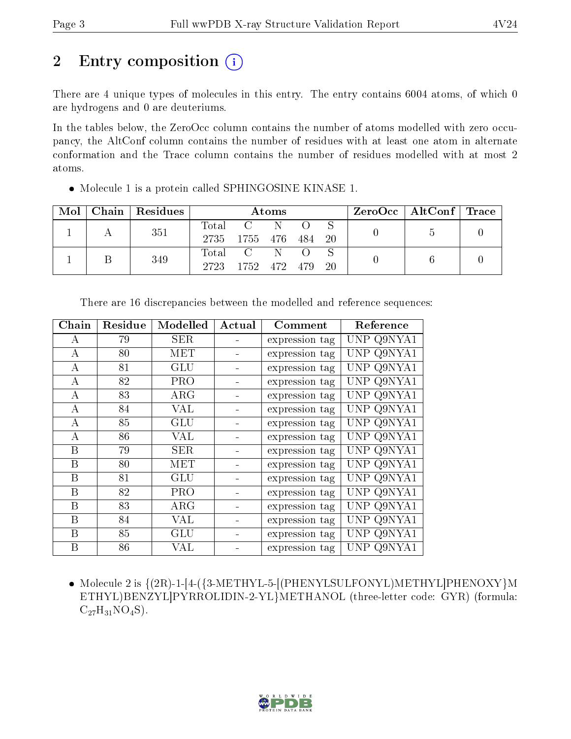## 2 Entry composition

There are 4 unique types of molecules in this entry. The entry contains 6004 atoms, of which 0 are hydrogens and 0 are deuteriums.

In the tables below, the ZeroOcc column contains the number of atoms modelled with zero occupancy, the AltConf column contains the number of residues with at least one atom in alternate conformation and the Trace column contains the number of residues modelled with at most 2 atoms.

- Molecule 1 is a protein called SPHINGOSINE KINASE 1.

| Mol | Chain | Residues | Atoms | | | | | ZeroOcc | AltConf | Trace |
|---|---|---|---|---|---|---|---|---|---|---|
| 1 | A | 351 | Total<br>2735 | C<br>1755 | N<br>476 | O<br>484 | S<br>20 | 0 | 5 | 0 |
| 1 | B | 349 | Total<br>2723 | C<br>1752 | N<br>472 | O<br>479 | S<br>20 | 0 | 6 | 0 |

There are 16 discrepancies between the modelled and reference sequences:

| Chain | Residue | Modelled | Actual | Comment | Reference |
|---|---|---|---|---|---|
| A | 79 | SER | - | expression tag | UNP Q9NYA1 |
| A | 80 | MET | - | expression tag | UNP Q9NYA1 |
| A | 81 | GLU | - | expression tag | UNP Q9NYA1 |
| A | 82 | PRO | - | expression tag | UNP Q9NYA1 |
| A | 83 | ARG | - | expression tag | UNP Q9NYA1 |
| A | 84 | VAL | - | expression tag | UNP Q9NYA1 |
| A | 85 | GLU | - | expression tag | UNP Q9NYA1 |
| A | 86 | VAL | - | expression tag | UNP Q9NYA1 |
| B | 79 | SER | - | expression tag | UNP Q9NYA1 |
| B | 80 | MET | - | expression tag | UNP Q9NYA1 |
| B | 81 | GLU | - | expression tag | UNP Q9NYA1 |
| B | 82 | PRO | - | expression tag | UNP Q9NYA1 |
| B | 83 | ARG | - | expression tag | UNP Q9NYA1 |
| B | 84 | VAL | - | expression tag | UNP Q9NYA1 |
| B | 85 | GLU | - | expression tag | UNP Q9NYA1 |
| B | 86 | VAL | - | expression tag | UNP Q9NYA1 |

- Molecule 2 is {(2R)-1-[4-({3-METHYL-5-[(PHENYLSULFONYL)METHYL]PHENOXY}METHYL)BENZYL]PYRROLIDIN-2-YL}METHANOL (three-letter code: GYR) (formula: $C_{27}H_{31}NO_4S$).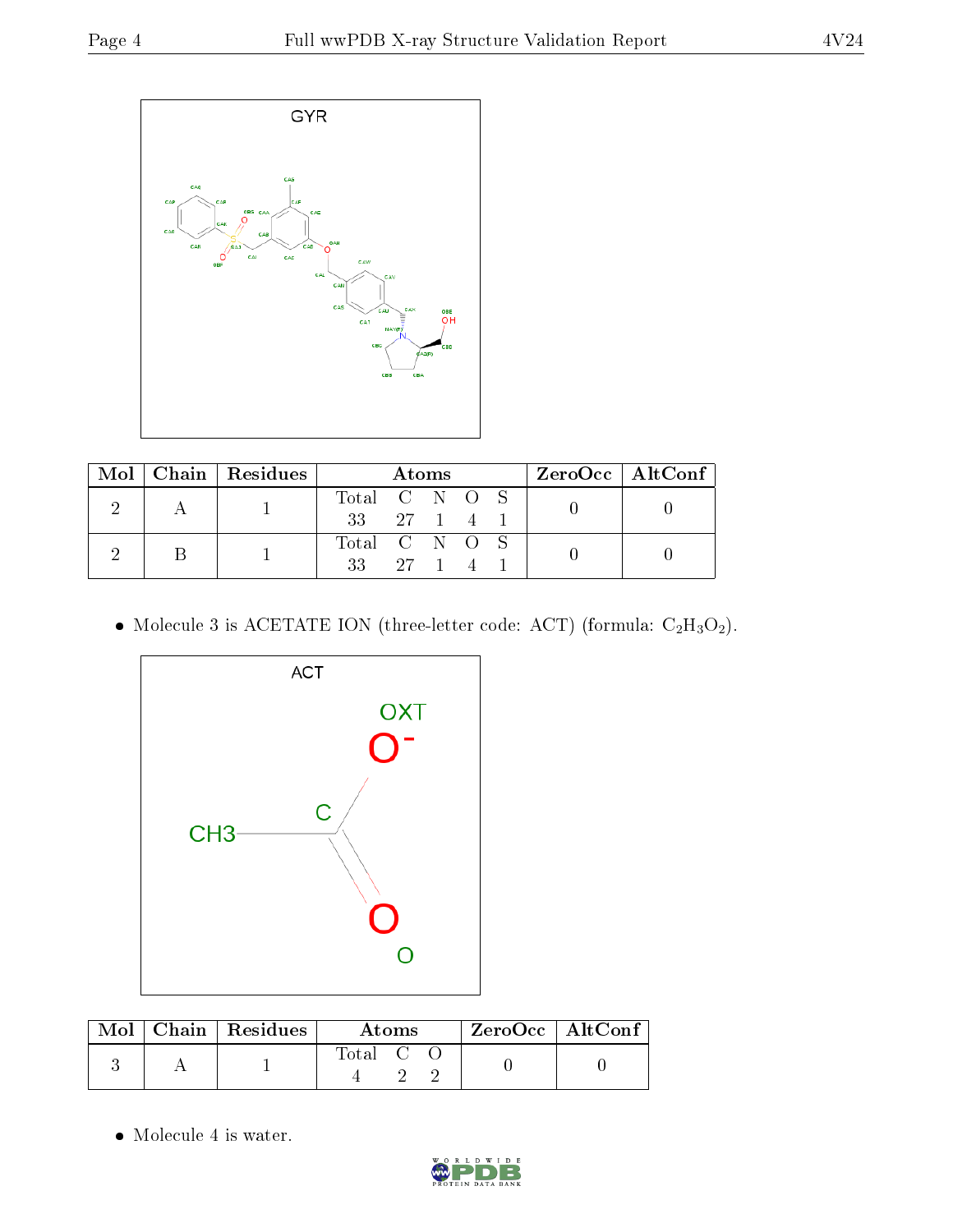| Mol | Chain | Residues | Atoms | | | | | ZeroOcc | AltConf |
|---|---|---|---|---|---|---|---|---|---|
| | | | Total | C | N | O | S | | |
| 2 | A | 1 | 33 | 27 | 1 | 4 | 1 | 0 | 0 |
| 2 | B | 1 | 33 | 27 | 1 | 4 | 1 | 0 | 0 |

- Molecule 3 is ACETATE ION (three-letter code: ACT) (formula: $C_2H_3O_2$).

| Mol | Chain | Residues | Atoms | | | ZeroOcc | AltConf |
|---|---|---|---|---|---|---|---|
| | | | Total | C | O | | |
| 3 | A | 1 | 4 | 2 | 2 | 0 | 0 |

- Molecule 4 is water.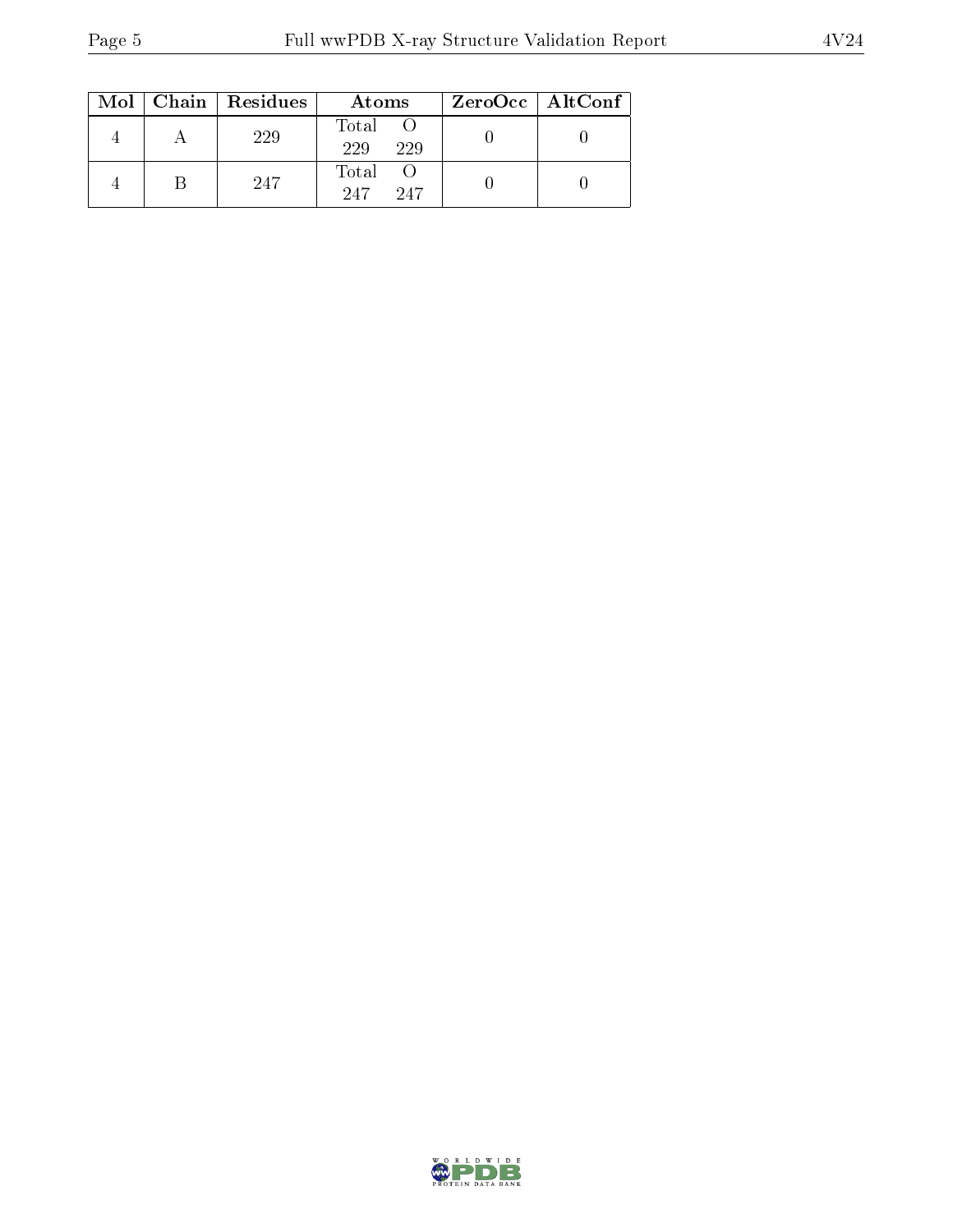| Mol | Chain | Residues | Atoms | | ZeroOcc | AltConf |
|---|---|---|---|---|---|---|
| | | | Total | O | | |
| 4 | A | 229 | 229 | 229 | 0 | 0 |
| 4 | B | 247 | 247 | 247 | 0 | 0 |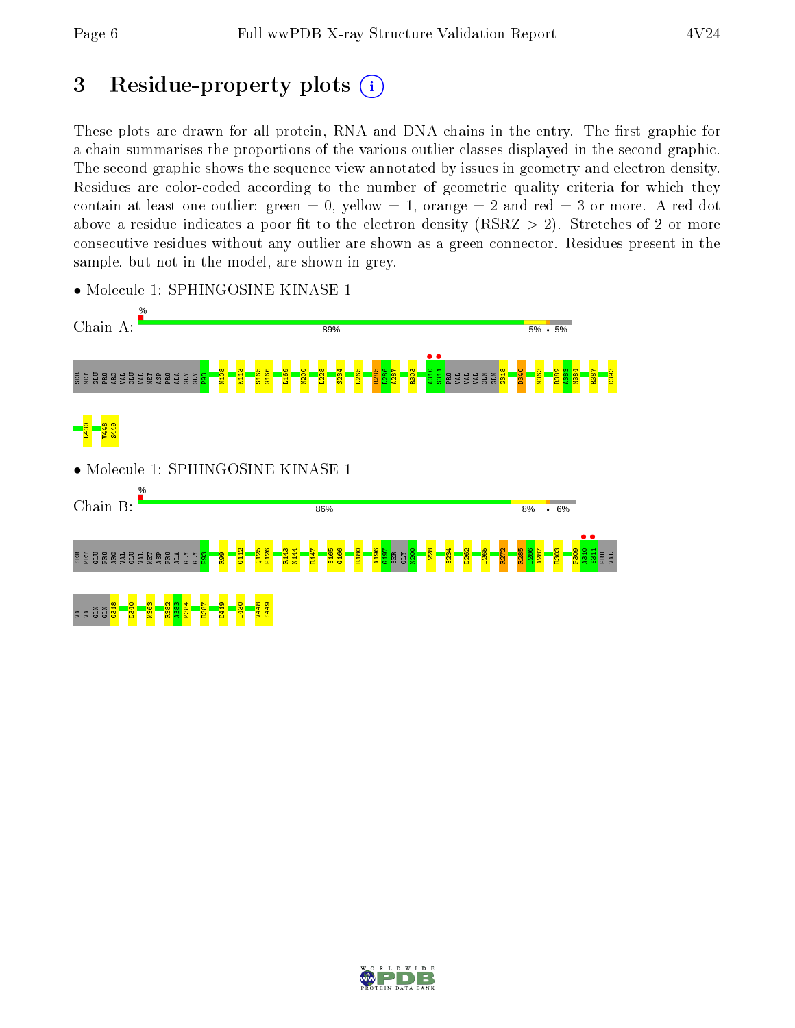# 3 Residue-property plots (i)

These plots are drawn for all protein, RNA and DNA chains in the entry. The first graphic for a chain summarises the proportions of the various outlier classes displayed in the second graphic. The second graphic shows the sequence view annotated by issues in geometry and electron density. Residues are color-coded according to the number of geometric quality criteria for which they contain at least one outlier: green = 0, yellow = 1, orange = 2 and red = 3 or more. A red dot above a residue indicates a poor fit to the electron density (RSRZ > 2). Stretches of 2 or more consecutive residues without any outlier are shown as a green connector. Residues present in the sample, but not in the model, are shown in grey.

- Molecule 1: SPHINGOSINE KINASE 1

Chain A: 89% | 5% | • | 5%

SER MET GLU PRO ARG VAL GLU VAL MET ASP PRO ALA GLY P93 N108 K113 S165 G166 L169 N200 L228 S234 L265 R285 L286 A287 R303 A310 S311 PRO VAL VAL GLN GLN G318 D340 M363 R382 A383 M384 R387 E393 L430 V448 S449

- Molecule 1: SPHINGOSINE KINASE 1

Chain B: 86% | 8% | • | 6%

SER MET GLU PRO ARG VAL GLU VAL MET ASP PRO ALA GLY P93 R99 G112 Q125 P126 R143 N144 R147 S165 G166 R180 A196 G197 SER GLY N200 L228 S234 D262 L265 R272 R285 L286 A287 R303 P309 A310 S311 PRO VAL VAL VAL GLN GLN G318 D340 M363 R382 A383 M384 R387 D419 L430 V448 S449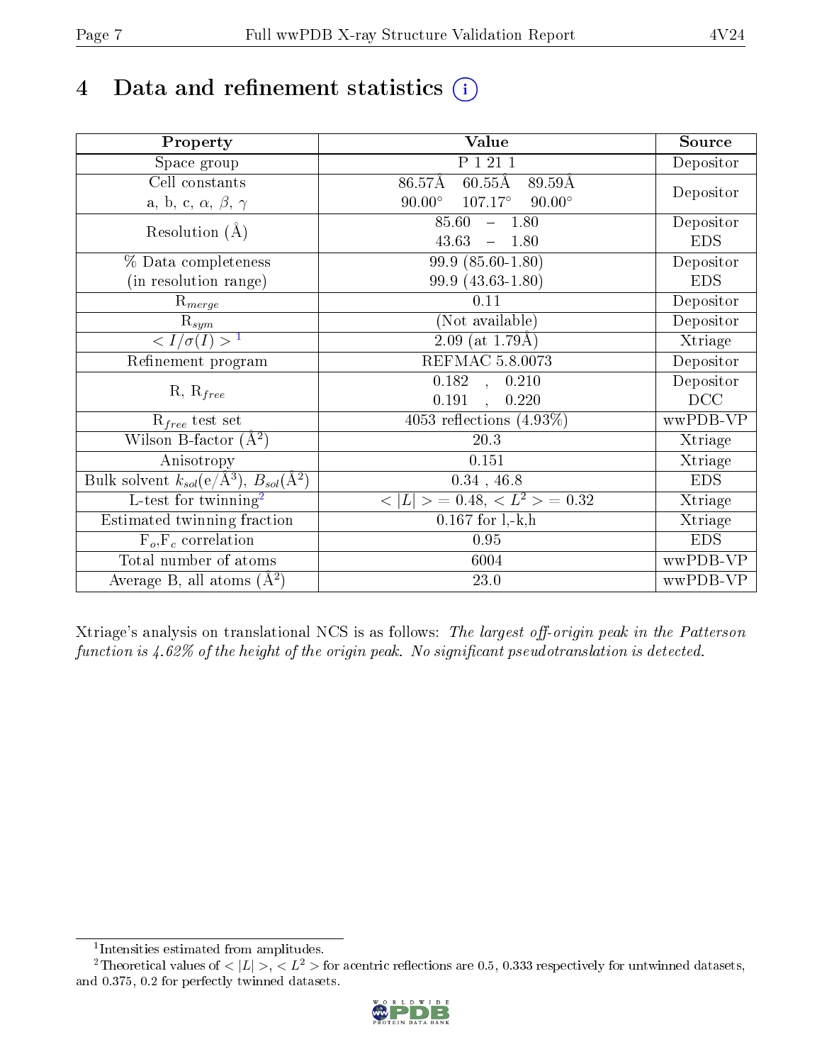# 4 Data and refinement statistics

| Property | Value | Source |
|---|---|---|
| Space group | P 1 21 1 | Depositor |
| Cell constants<br>a, b, c, $\alpha$, $\beta$, $\gamma$ | 86.57Å 60.55Å 89.59Å<br>90.00° 107.17° 90.00° | Depositor |
| Resolution (Å) | 85.60 – 1.80<br>43.63 – 1.80 | Depositor<br>EDS |
| % Data completeness<br>(in resolution range) | 99.9 (85.60-1.80)<br>99.9 (43.63-1.80) | Depositor<br>EDS |
| $R_{merge}$ | 0.11 | Depositor |
| $R_{sym}$ | (Not available) | Depositor |
| $< I/\sigma(I) >$ [1] | 2.09 (at 1.79Å) | Xtriage |
| Refinement program | REFMAC 5.8.0073 | Depositor |
| R, $R_{free}$ | 0.182 , 0.210<br>0.191 , 0.220 | Depositor<br>DCC |
| $R_{free}$ test set | 4053 reflections (4.93%) | wwPDB-VP |
| Wilson B-factor (Å$^2$) | 20.3 | Xtriage |
| Anisotropy | 0.151 | Xtriage |
| Bulk solvent $k_{sol}$(e/Å$^3$), $B_{sol}$(Å$^2$) | 0.34 , 46.8 | EDS |
| L-test for twinning[2] | $< \vert L \vert > = 0.48$, $< L^2 > = 0.32$ | Xtriage |
| Estimated twinning fraction | 0.167 for l,-k,h | Xtriage |
| $F_o$,$F_c$ correlation | 0.95 | EDS |
| Total number of atoms | 6004 | wwPDB-VP |
| Average B, all atoms (Å$^2$) | 23.0 | wwPDB-VP |

Xtriage's analysis on translational NCS is as follows: *The largest off-origin peak in the Patterson function is 4.62% of the height of the origin peak. No significant pseudotranslation is detected.*

[1] Intensities estimated from amplitudes.

[2] Theoretical values of $< |L| >$, $< L^2 >$ for acentric reflections are 0.5, 0.333 respectively for untwinned datasets, and 0.375, 0.2 for perfectly twinned datasets.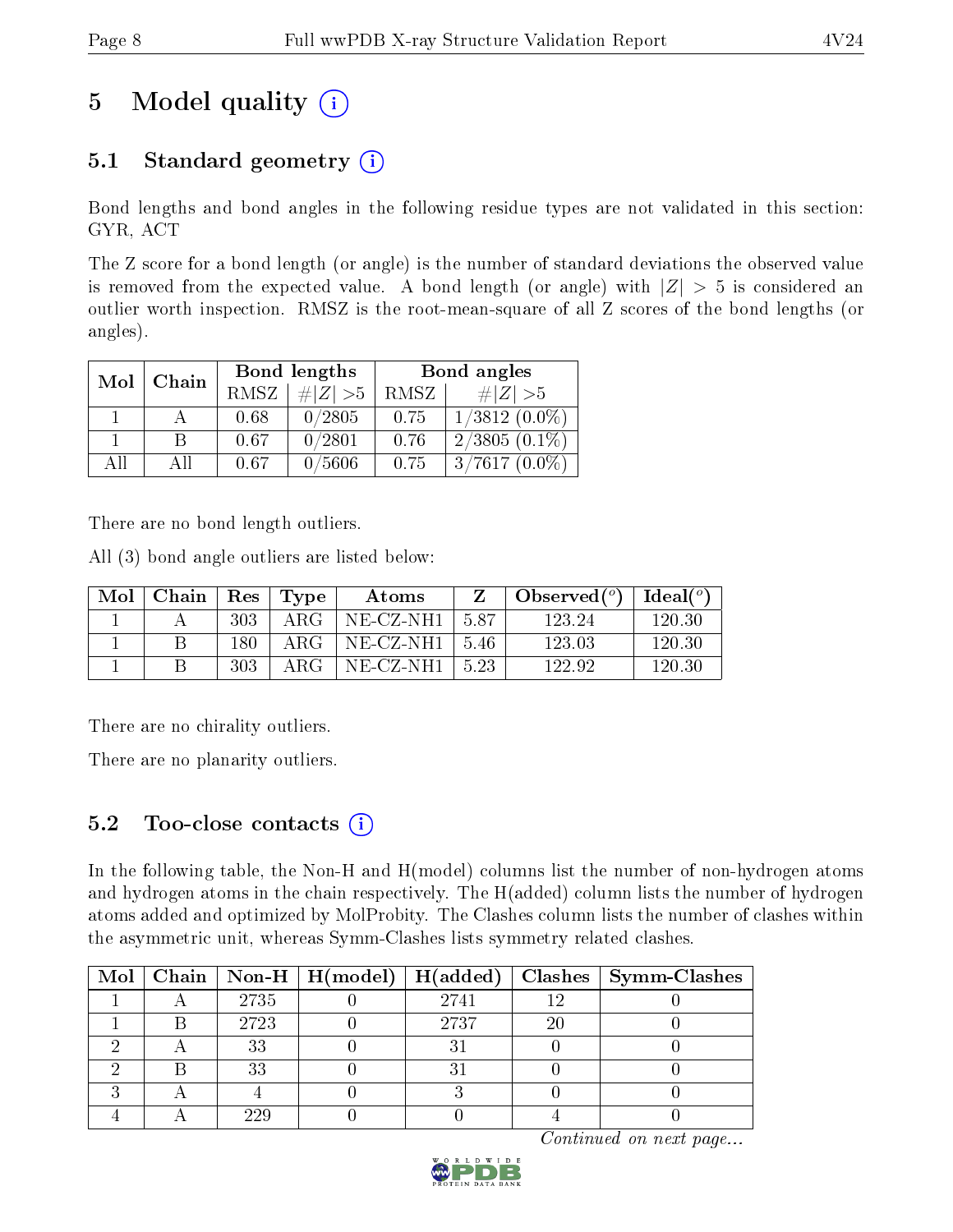# 5 Model quality

## 5.1 Standard geometry

Bond lengths and bond angles in the following residue types are not validated in this section: GYR, ACT

The Z score for a bond length (or angle) is the number of standard deviations the observed value is removed from the expected value. A bond length (or angle) with $|Z| > 5$ is considered an outlier worth inspection. RMSZ is the root-mean-square of all Z scores of the bond lengths (or angles).

| Mol | Chain | Bond lengths | | Bond angles | |
|---|---|---|---|---|---|
| | | RMSZ | $\#\|Z\| > 5$ | RMSZ | $\#\|Z\| > 5$ |
| 1 | A | 0.68 | 0/2805 | 0.75 | 1/3812 (0.0%) |
| 1 | B | 0.67 | 0/2801 | 0.76 | 2/3805 (0.1%) |
| All | All | 0.67 | 0/5606 | 0.75 | 3/7617 (0.0%) |

There are no bond length outliers.

All (3) bond angle outliers are listed below:

| Mol | Chain | Res | Type | Atoms | Z | Observed(°) | Ideal(°) |
|---|---|---|---|---|---|---|---|
| 1 | A | 303 | ARG | NE-CZ-NH1 | 5.87 | 123.24 | 120.30 |
| 1 | B | 180 | ARG | NE-CZ-NH1 | 5.46 | 123.03 | 120.30 |
| 1 | B | 303 | ARG | NE-CZ-NH1 | 5.23 | 122.92 | 120.30 |

There are no chirality outliers.

There are no planarity outliers.

## 5.2 Too-close contacts

In the following table, the Non-H and H(model) columns list the number of non-hydrogen atoms and hydrogen atoms in the chain respectively. The H(added) column lists the number of hydrogen atoms added and optimized by MolProbity. The Clashes column lists the number of clashes within the asymmetric unit, whereas Symm-Clashes lists symmetry related clashes.

| Mol | Chain | Non-H | H(model) | H(added) | Clashes | Symm-Clashes |
|---|---|---|---|---|---|---|
| 1 | A | 2735 | 0 | 2741 | 12 | 0 |
| 1 | B | 2723 | 0 | 2737 | 20 | 0 |
| 2 | A | 33 | 0 | 31 | 0 | 0 |
| 2 | B | 33 | 0 | 31 | 0 | 0 |
| 3 | A | 4 | 0 | 3 | 0 | 0 |
| 4 | A | 229 | 0 | 0 | 4 | 0 |

*Continued on next page...*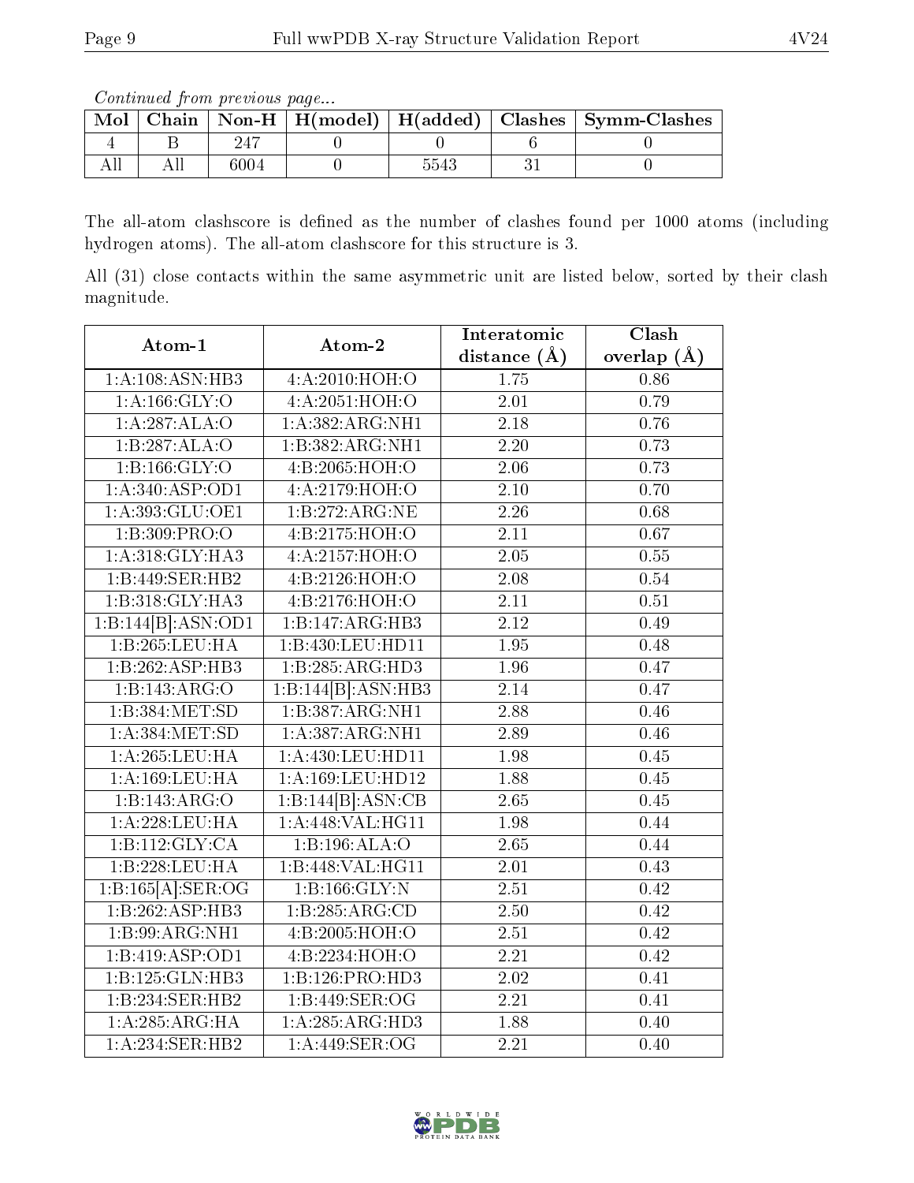*Continued from previous page...*

| Mol | Chain | Non-H | H(model) | H(added) | Clashes | Symm-Clashes |
|---|---|---|---|---|---|---|
| 4 | B | 247 | 0 | 0 | 6 | 0 |
| All | All | 6004 | 0 | 5543 | 31 | 0 |

The all-atom clashscore is defined as the number of clashes found per 1000 atoms (including hydrogen atoms). The all-atom clashscore for this structure is 3.

All (31) close contacts within the same asymmetric unit are listed below, sorted by their clash magnitude.

| Atom-1 | Atom-2 | Interatomic distance (Å) | Clash overlap (Å) |
|---|---|---|---|
| 1:A:108:ASN:HB3 | 4:A:2010:HOH:O | 1.75 | 0.86 |
| 1:A:166:GLY:O | 4:A:2051:HOH:O | 2.01 | 0.79 |
| 1:A:287:ALA:O | 1:A:382:ARG:NH1 | 2.18 | 0.76 |
| 1:B:287:ALA:O | 1:B:382:ARG:NH1 | 2.20 | 0.73 |
| 1:B:166:GLY:O | 4:B:2065:HOH:O | 2.06 | 0.73 |
| 1:A:340:ASP:OD1 | 4:A:2179:HOH:O | 2.10 | 0.70 |
| 1:A:393:GLU:OE1 | 1:B:272:ARG:NE | 2.26 | 0.68 |
| 1:B:309:PRO:O | 4:B:2175:HOH:O | 2.11 | 0.67 |
| 1:A:318:GLY:HA3 | 4:A:2157:HOH:O | 2.05 | 0.55 |
| 1:B:449:SER:HB2 | 4:B:2126:HOH:O | 2.08 | 0.54 |
| 1:B:318:GLY:HA3 | 4:B:2176:HOH:O | 2.11 | 0.51 |
| 1:B:144[B]:ASN:OD1 | 1:B:147:ARG:HB3 | 2.12 | 0.49 |
| 1:B:265:LEU:HA | 1:B:430:LEU:HD11 | 1.95 | 0.48 |
| 1:B:262:ASP:HB3 | 1:B:285:ARG:HD3 | 1.96 | 0.47 |
| 1:B:143:ARG:O | 1:B:144[B]:ASN:HB3 | 2.14 | 0.47 |
| 1:B:384:MET:SD | 1:B:387:ARG:NH1 | 2.88 | 0.46 |
| 1:A:384:MET:SD | 1:A:387:ARG:NH1 | 2.89 | 0.46 |
| 1:A:265:LEU:HA | 1:A:430:LEU:HD11 | 1.98 | 0.45 |
| 1:A:169:LEU:HA | 1:A:169:LEU:HD12 | 1.88 | 0.45 |
| 1:B:143:ARG:O | 1:B:144[B]:ASN:CB | 2.65 | 0.45 |
| 1:A:228:LEU:HA | 1:A:448:VAL:HG11 | 1.98 | 0.44 |
| 1:B:112:GLY:CA | 1:B:196:ALA:O | 2.65 | 0.44 |
| 1:B:228:LEU:HA | 1:B:448:VAL:HG11 | 2.01 | 0.43 |
| 1:B:165[A]:SER:OG | 1:B:166:GLY:N | 2.51 | 0.42 |
| 1:B:262:ASP:HB3 | 1:B:285:ARG:CD | 2.50 | 0.42 |
| 1:B:99:ARG:NH1 | 4:B:2005:HOH:O | 2.51 | 0.42 |
| 1:B:419:ASP:OD1 | 4:B:2234:HOH:O | 2.21 | 0.42 |
| 1:B:125:GLN:HB3 | 1:B:126:PRO:HD3 | 2.02 | 0.41 |
| 1:B:234:SER:HB2 | 1:B:449:SER:OG | 2.21 | 0.41 |
| 1:A:285:ARG:HA | 1:A:285:ARG:HD3 | 1.88 | 0.40 |
| 1:A:234:SER:HB2 | 1:A:449:SER:OG | 2.21 | 0.40 |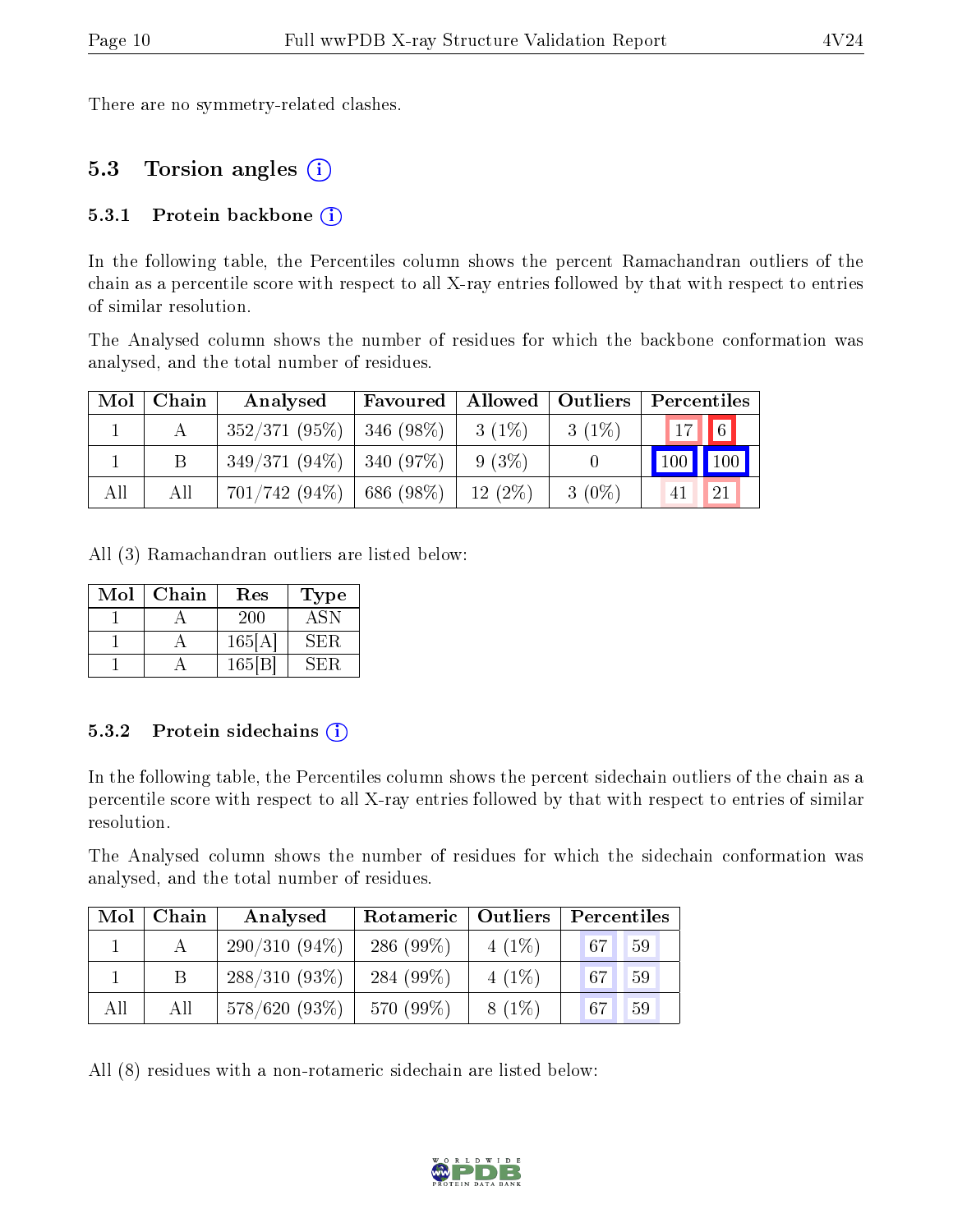There are no symmetry-related clashes.

## 5.3 Torsion angles (i)

### 5.3.1 Protein backbone (i)

In the following table, the Percentiles column shows the percent Ramachandran outliers of the chain as a percentile score with respect to all X-ray entries followed by that with respect to entries of similar resolution.

The Analysed column shows the number of residues for which the backbone conformation was analysed, and the total number of residues.

| Mol | Chain | Analysed | Favoured | Allowed | Outliers | Percentiles | |
|---|---|---|---|---|---|---|---|
| 1 | A | 352/371 (95%) | 346 (98%) | 3 (1%) | 3 (1%) | 17 | 6 |
| 1 | B | 349/371 (94%) | 340 (97%) | 9 (3%) | 0 | 100 | 100 |
| All | All | 701/742 (94%) | 686 (98%) | 12 (2%) | 3 (0%) | 41 | 21 |

All (3) Ramachandran outliers are listed below:

| Mol | Chain | Res | Type |
|---|---|---|---|
| 1 | A | 200 | ASN |
| 1 | A | 165[A] | SER |
| 1 | A | 165[B] | SER |

### 5.3.2 Protein sidechains (i)

In the following table, the Percentiles column shows the percent sidechain outliers of the chain as a percentile score with respect to all X-ray entries followed by that with respect to entries of similar resolution.

The Analysed column shows the number of residues for which the sidechain conformation was analysed, and the total number of residues.

| Mol | Chain | Analysed | Rotameric | Outliers | Percentiles | |
|---|---|---|---|---|---|---|
| 1 | A | 290/310 (94%) | 286 (99%) | 4 (1%) | 67 | 59 |
| 1 | B | 288/310 (93%) | 284 (99%) | 4 (1%) | 67 | 59 |
| All | All | 578/620 (93%) | 570 (99%) | 8 (1%) | 67 | 59 |

All (8) residues with a non-rotameric sidechain are listed below: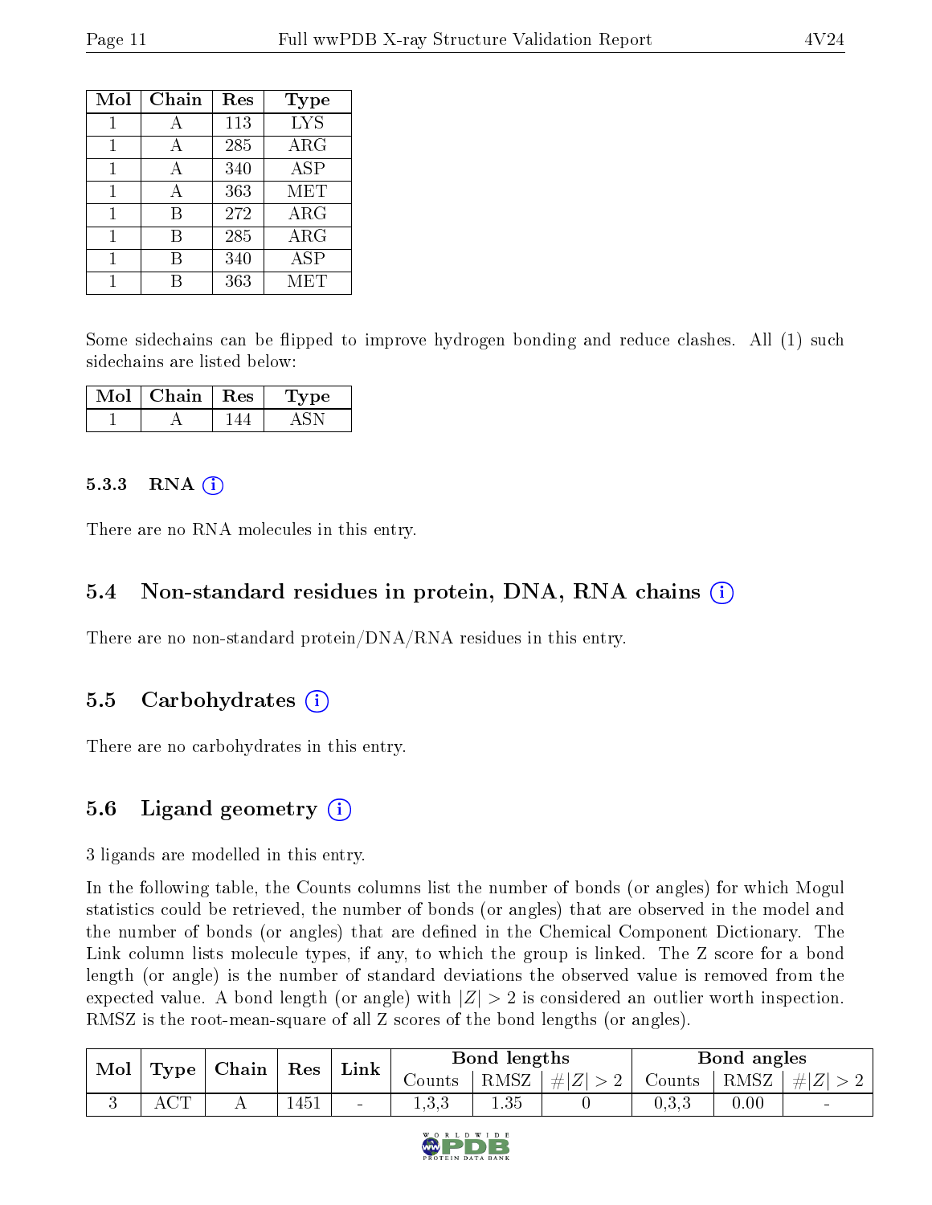| Mol | Chain | Res | Type |
|---|---|---|---|
| 1 | A | 113 | LYS |
| 1 | A | 285 | ARG |
| 1 | A | 340 | ASP |
| 1 | A | 363 | MET |
| 1 | B | 272 | ARG |
| 1 | B | 285 | ARG |
| 1 | B | 340 | ASP |
| 1 | B | 363 | MET |

Some sidechains can be flipped to improve hydrogen bonding and reduce clashes. All (1) such sidechains are listed below:

| Mol | Chain | Res | Type |
|---|---|---|---|
| 1 | A | 144 | ASN |

#### 5.3.3 RNA

There are no RNA molecules in this entry.

### 5.4 Non-standard residues in protein, DNA, RNA chains

There are no non-standard protein/DNA/RNA residues in this entry.

### 5.5 Carbohydrates

There are no carbohydrates in this entry.

### 5.6 Ligand geometry

3 ligands are modelled in this entry.

In the following table, the Counts columns list the number of bonds (or angles) for which Mogul statistics could be retrieved, the number of bonds (or angles) that are observed in the model and the number of bonds (or angles) that are defined in the Chemical Component Dictionary. The Link column lists molecule types, if any, to which the group is linked. The Z score for a bond length (or angle) is the number of standard deviations the observed value is removed from the expected value. A bond length (or angle) with $|Z| > 2$ is considered an outlier worth inspection. RMSZ is the root-mean-square of all Z scores of the bond lengths (or angles).

| Mol | Type | Chain | Res | Link | Bond lengths | | | Bond angles | | |
|---|---|---|---|---|---|---|---|---|---|---|
| | | | | | Counts | RMSZ | $\#\|Z\| > 2$ | Counts | RMSZ | $\#\|Z\| > 2$ |
| 3 | ACT | A | 1451 | - | 1,3,3 | 1.35 | 0 | 0,3,3 | 0.00 | - |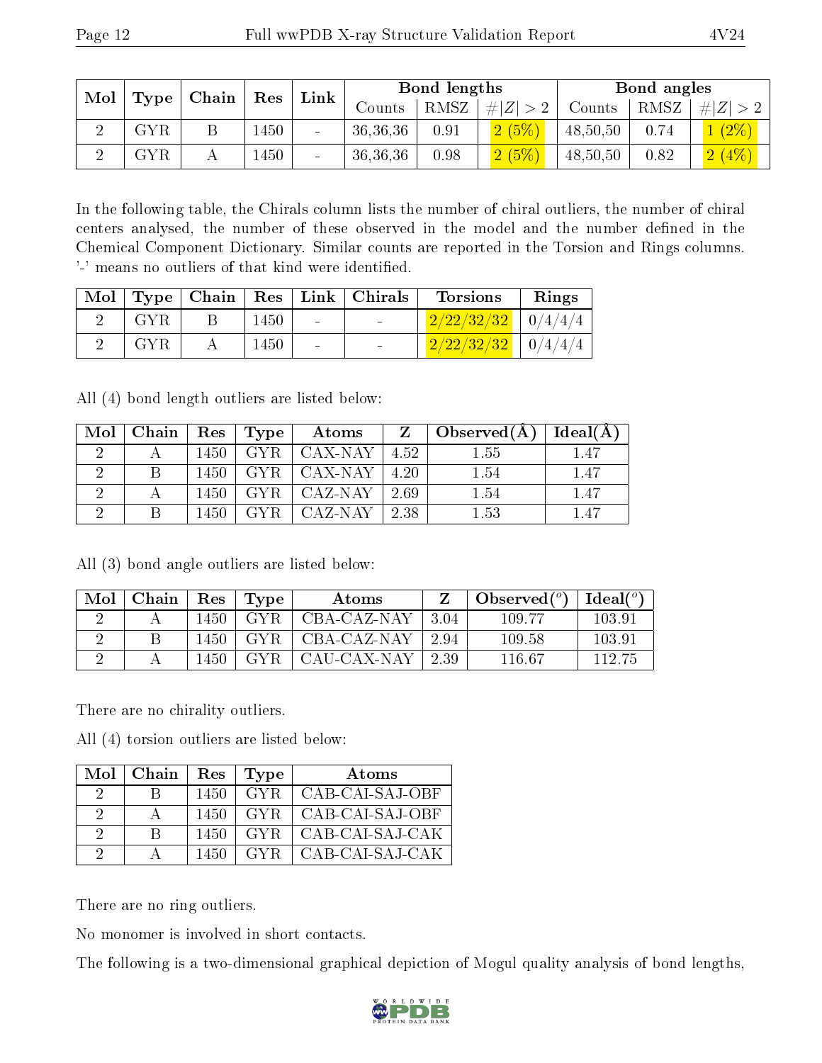| Mol | Type | Chain | Res | Link | Bond lengths | | | Bond angles | | |
|---|---|---|---|---|---|---|---|---|---|---|
| | | | | | Counts | RMSZ | #\|Z\| > 2 | Counts | RMSZ | #\|Z\| > 2 |
| 2 | GYR | B | 1450 | - | 36,36,36 | 0.91 | 2 (5%) | 48,50,50 | 0.74 | 1 (2%) |
| 2 | GYR | A | 1450 | - | 36,36,36 | 0.98 | 2 (5%) | 48,50,50 | 0.82 | 2 (4%) |

In the following table, the Chirals column lists the number of chiral outliers, the number of chiral centers analysed, the number of these observed in the model and the number defined in the Chemical Component Dictionary. Similar counts are reported in the Torsion and Rings columns. '-' means no outliers of that kind were identified.

| Mol | Type | Chain | Res | Link | Chirals | Torsions | Rings |
|---|---|---|---|---|---|---|---|
| 2 | GYR | B | 1450 | - | - | 2/22/32/32 | 0/4/4/4 |
| 2 | GYR | A | 1450 | - | - | 2/22/32/32 | 0/4/4/4 |

All (4) bond length outliers are listed below:

| Mol | Chain | Res | Type | Atoms | Z | Observed(Å) | Ideal(Å) |
|---|---|---|---|---|---|---|---|
| 2 | A | 1450 | GYR | CAX-NAY | 4.52 | 1.55 | 1.47 |
| 2 | B | 1450 | GYR | CAX-NAY | 4.20 | 1.54 | 1.47 |
| 2 | A | 1450 | GYR | CAZ-NAY | 2.69 | 1.54 | 1.47 |
| 2 | B | 1450 | GYR | CAZ-NAY | 2.38 | 1.53 | 1.47 |

All (3) bond angle outliers are listed below:

| Mol | Chain | Res | Type | Atoms | Z | Observed(°) | Ideal(°) |
|---|---|---|---|---|---|---|---|
| 2 | A | 1450 | GYR | CBA-CAZ-NAY | 3.04 | 109.77 | 103.91 |
| 2 | B | 1450 | GYR | CBA-CAZ-NAY | 2.94 | 109.58 | 103.91 |
| 2 | A | 1450 | GYR | CAU-CAX-NAY | 2.39 | 116.67 | 112.75 |

There are no chirality outliers.

All (4) torsion outliers are listed below:

| Mol | Chain | Res | Type | Atoms |
|---|---|---|---|---|
| 2 | B | 1450 | GYR | CAB-CAI-SAJ-OBF |
| 2 | A | 1450 | GYR | CAB-CAI-SAJ-OBF |
| 2 | B | 1450 | GYR | CAB-CAI-SAJ-CAK |
| 2 | A | 1450 | GYR | CAB-CAI-SAJ-CAK |

There are no ring outliers.

No monomer is involved in short contacts.

The following is a two-dimensional graphical depiction of Mogul quality analysis of bond lengths,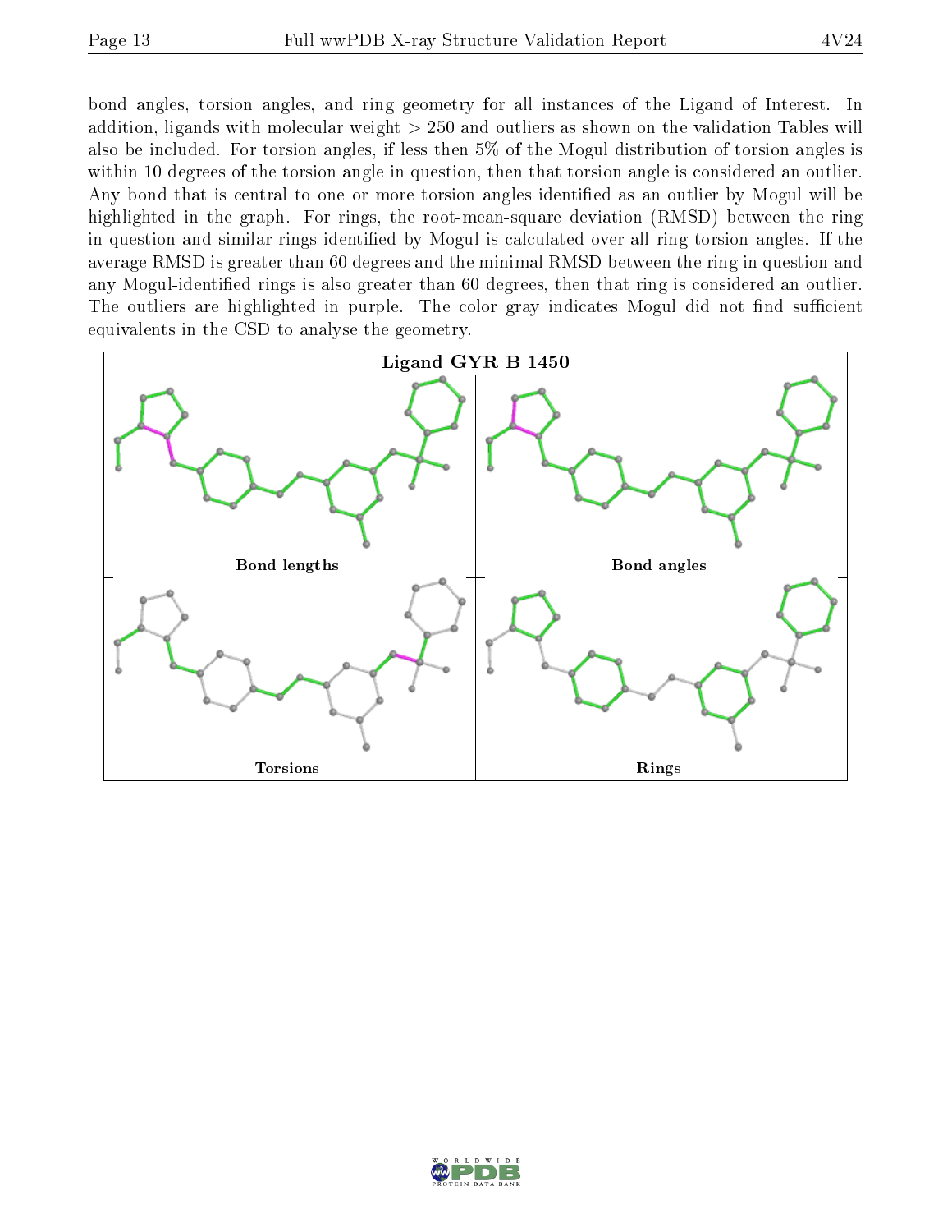bond angles, torsion angles, and ring geometry for all instances of the Ligand of Interest. In addition, ligands with molecular weight > 250 and outliers as shown on the validation Tables will also be included. For torsion angles, if less then 5% of the Mogul distribution of torsion angles is within 10 degrees of the torsion angle in question, then that torsion angle is considered an outlier. Any bond that is central to one or more torsion angles identified as an outlier by Mogul will be highlighted in the graph. For rings, the root-mean-square deviation (RMSD) between the ring in question and similar rings identified by Mogul is calculated over all ring torsion angles. If the average RMSD is greater than 60 degrees and the minimal RMSD between the ring in question and any Mogul-identified rings is also greater than 60 degrees, then that ring is considered an outlier. The outliers are highlighted in purple. The color gray indicates Mogul did not find sufficient equivalents in the CSD to analyse the geometry.

**Ligand GYR B 1450**

| Bond lengths | Bond angles |
| --- | --- |
| Torsions | Rings |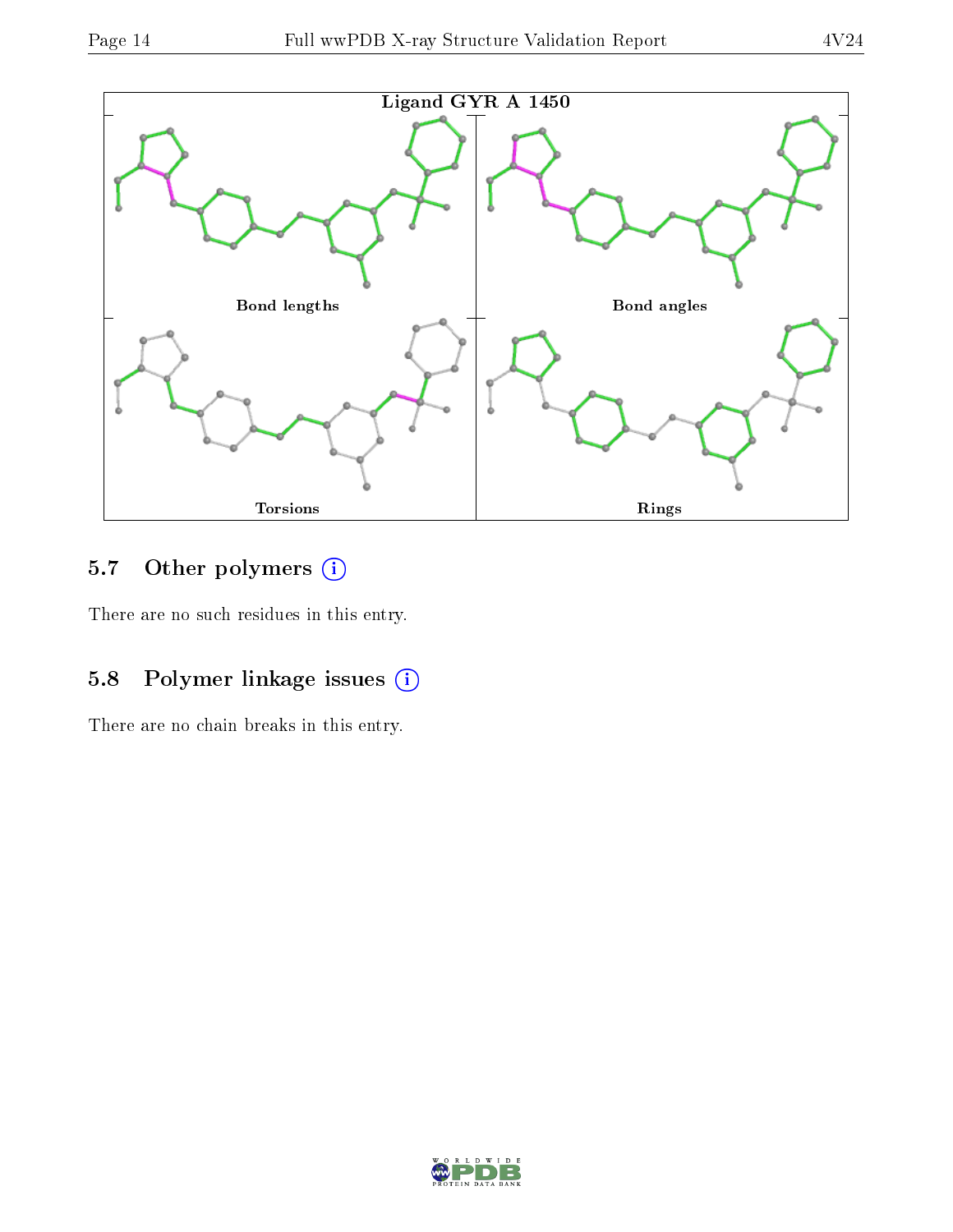Ligand GYR A 1450

Bond lengths

Bond angles

Torsions

Rings

## 5.7 Other polymers

There are no such residues in this entry.

## 5.8 Polymer linkage issues

There are no chain breaks in this entry.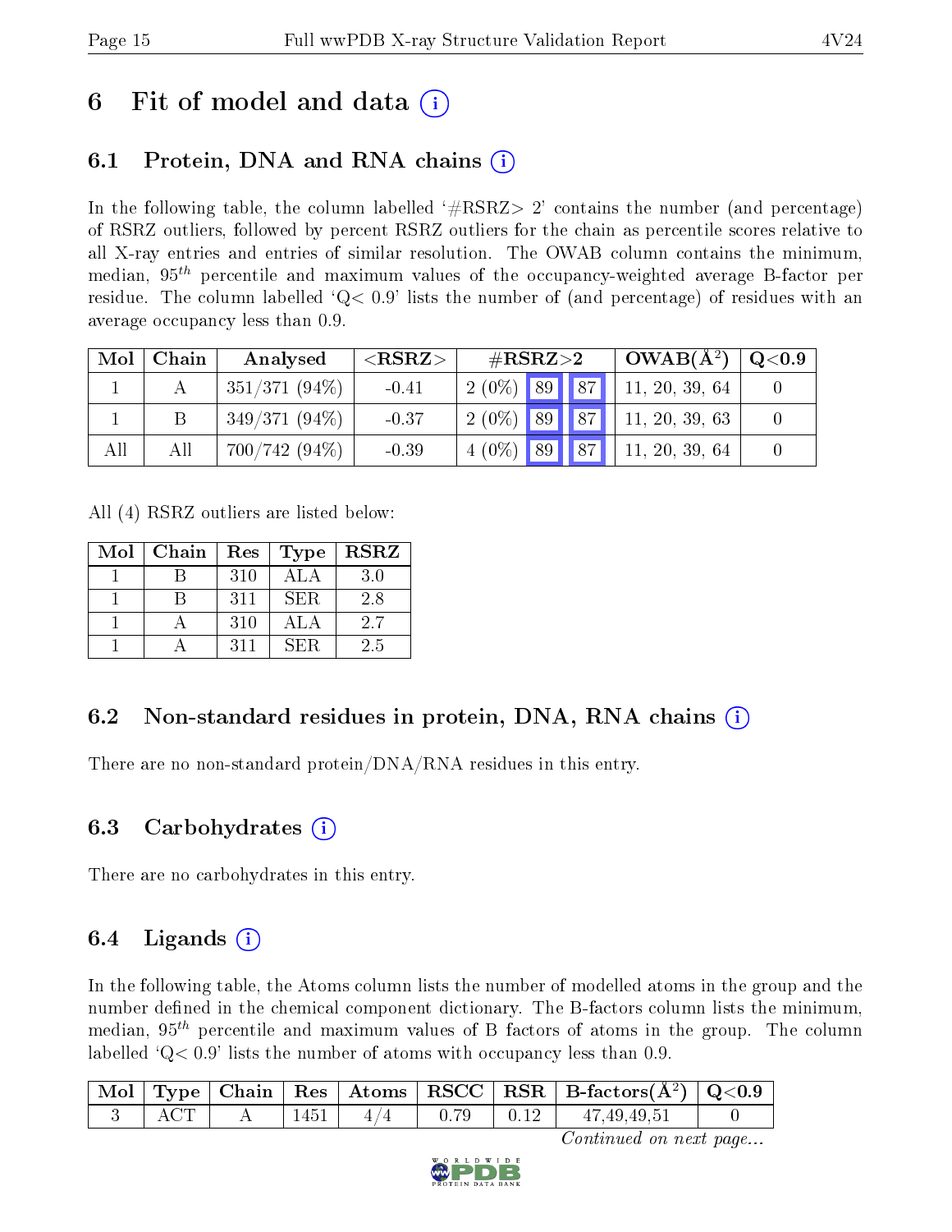# 6 Fit of model and data (i)

## 6.1 Protein, DNA and RNA chains (i)

In the following table, the column labelled '#RSRZ> 2' contains the number (and percentage) of RSRZ outliers, followed by percent RSRZ outliers for the chain as percentile scores relative to all X-ray entries and entries of similar resolution. The OWAB column contains the minimum, median, $95^{th}$ percentile and maximum values of the occupancy-weighted average B-factor per residue. The column labelled 'Q< 0.9' lists the number of (and percentage) of residues with an average occupancy less than 0.9.

| Mol | Chain | Analysed | <RSRZ> | #RSRZ>2 | | | OWAB(Å$^2$) | Q<0.9 |
|---|---|---|---|---|---|---|---|---|
| 1 | A | 351/371 (94%) | -0.41 | 2 (0%) | 89 | 87 | 11, 20, 39, 64 | 0 |
| 1 | B | 349/371 (94%) | -0.37 | 2 (0%) | 89 | 87 | 11, 20, 39, 63 | 0 |
| All | All | 700/742 (94%) | -0.39 | 4 (0%) | 89 | 87 | 11, 20, 39, 64 | 0 |

All (4) RSRZ outliers are listed below:

| Mol | Chain | Res | Type | RSRZ |
|---|---|---|---|---|
| 1 | B | 310 | ALA | 3.0 |
| 1 | B | 311 | SER | 2.8 |
| 1 | A | 310 | ALA | 2.7 |
| 1 | A | 311 | SER | 2.5 |

## 6.2 Non-standard residues in protein, DNA, RNA chains (i)

There are no non-standard protein/DNA/RNA residues in this entry.

## 6.3 Carbohydrates (i)

There are no carbohydrates in this entry.

## 6.4 Ligands (i)

In the following table, the Atoms column lists the number of modelled atoms in the group and the number defined in the chemical component dictionary. The B-factors column lists the minimum, median, $95^{th}$ percentile and maximum values of B factors of atoms in the group. The column labelled 'Q< 0.9' lists the number of atoms with occupancy less than 0.9.

| Mol | Type | Chain | Res | Atoms | RSCC | RSR | B-factors(Å$^2$) | Q<0.9 |
|---|---|---|---|---|---|---|---|---|
| 3 | ACT | A | 1451 | 4/4 | 0.79 | 0.12 | 47,49,49,51 | 0 |

*Continued on next page...*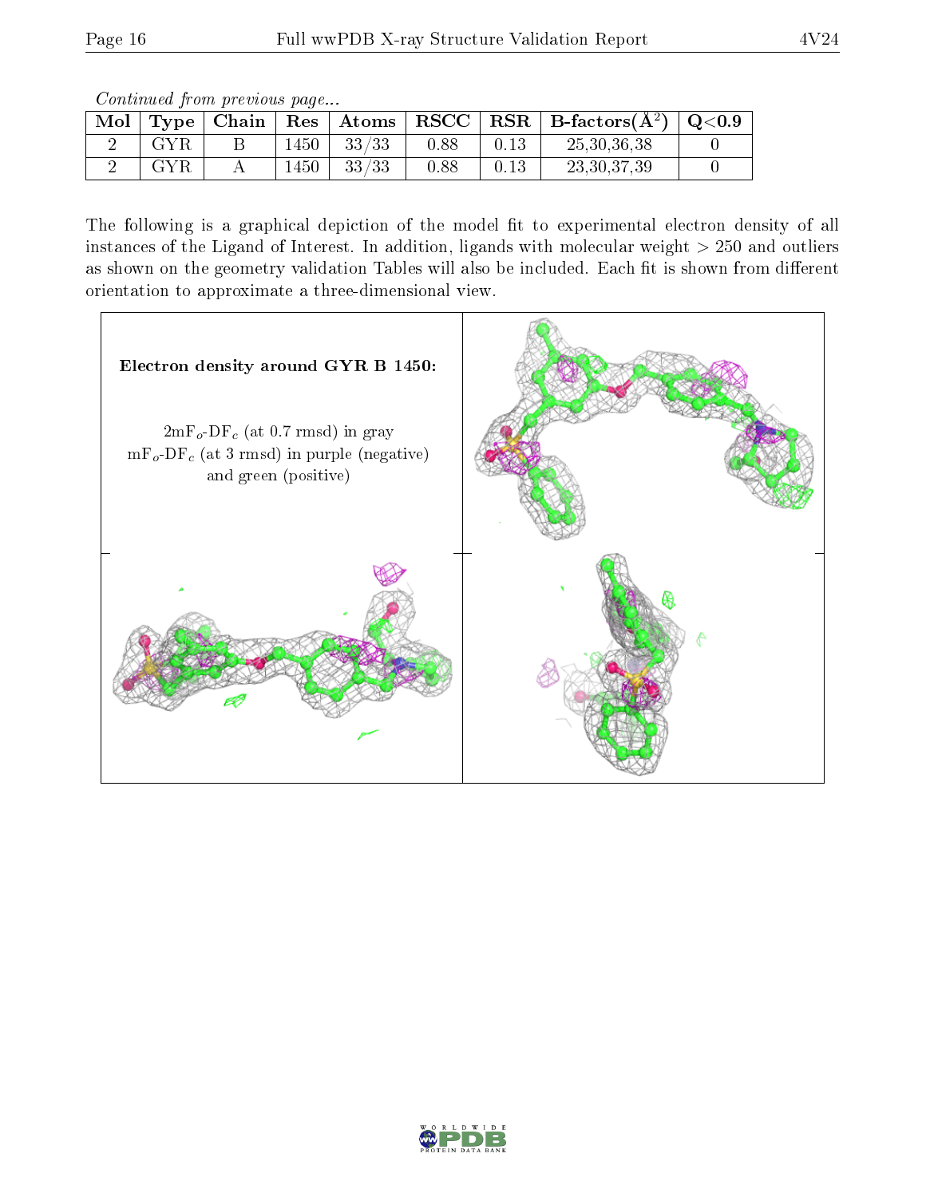*Continued from previous page...*

| Mol | Type | Chain | Res | Atoms | RSCC | RSR | B-factors($Å^2$) | Q<0.9 |
|---|---|---|---|---|---|---|---|---|
| 2 | GYR | B | 1450 | 33/33 | 0.88 | 0.13 | 25,30,36,38 | 0 |
| 2 | GYR | A | 1450 | 33/33 | 0.88 | 0.13 | 23,30,37,39 | 0 |

The following is a graphical depiction of the model fit to experimental electron density of all instances of the Ligand of Interest. In addition, ligands with molecular weight > 250 and outliers as shown on the geometry validation Tables will also be included. Each fit is shown from different orientation to approximate a three-dimensional view.

**Electron density around GYR B 1450:**

$2mF_o$-$DF_c$ (at 0.7 rmsd) in gray
$mF_o$-$DF_c$ (at 3 rmsd) in purple (negative)
and green (positive)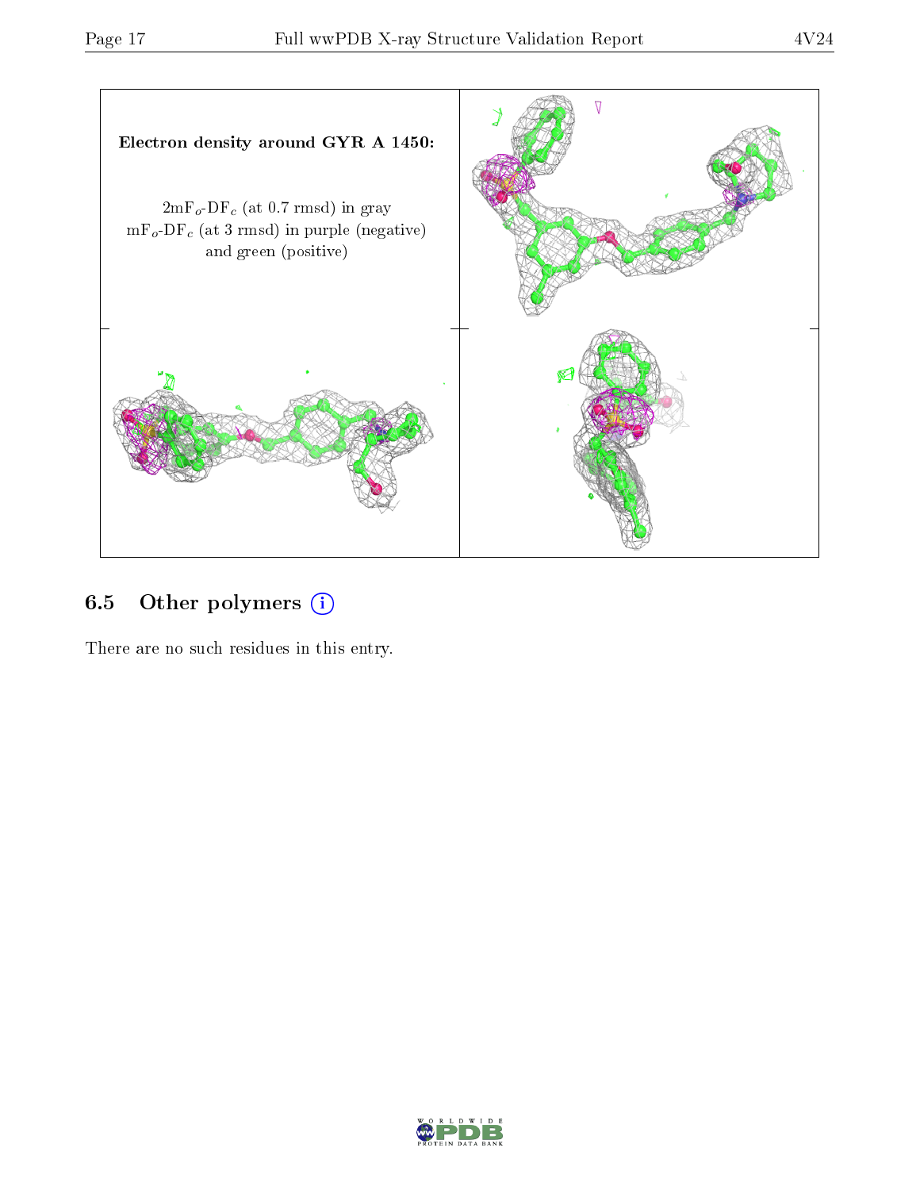**Electron density around GYR A 1450:**

$2mF_o$-$DF_c$ (at 0.7 rmsd) in gray
$mF_o$-$DF_c$ (at 3 rmsd) in purple (negative)
and green (positive)

## 6.5 Other polymers

There are no such residues in this entry.